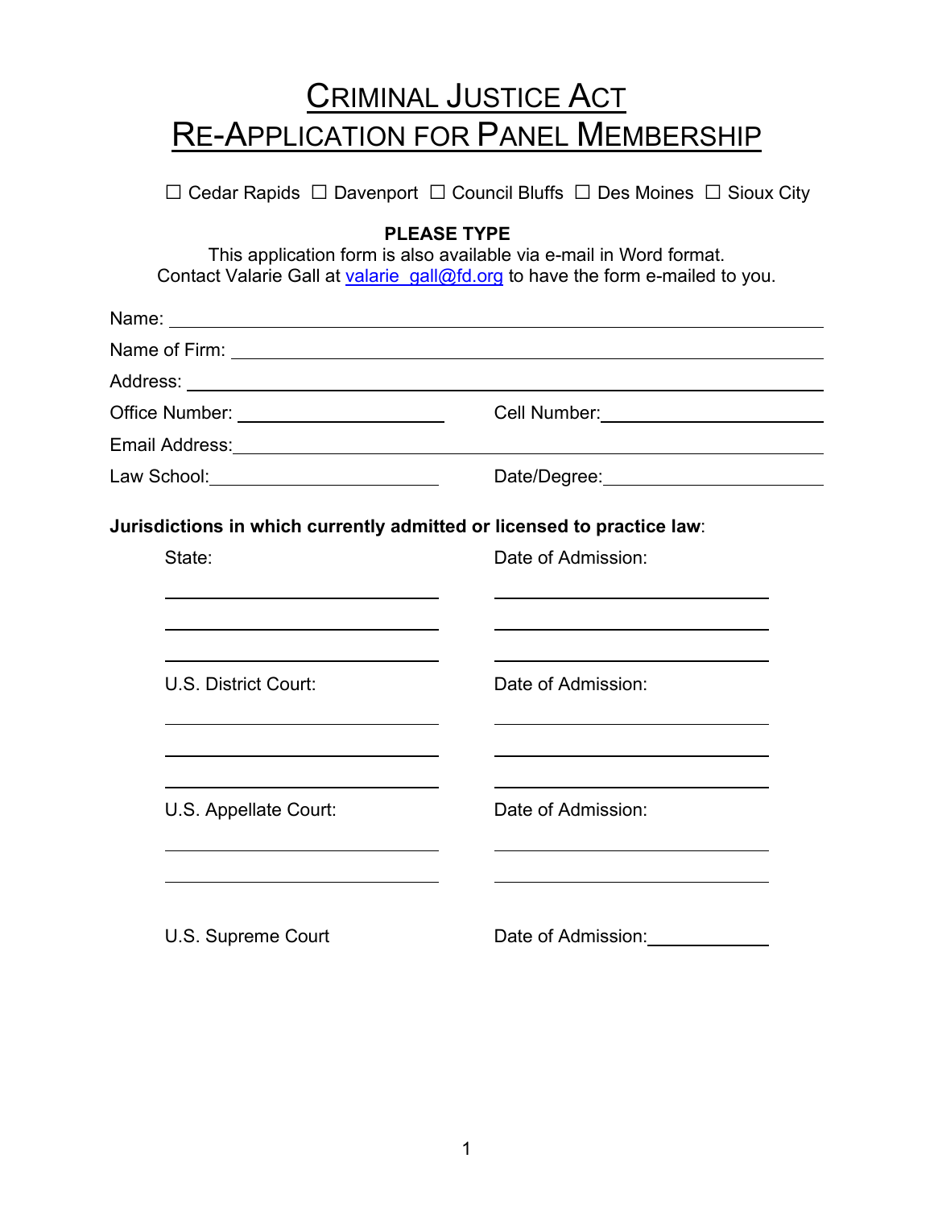# CRIMINAL JUSTICE ACT
# RE-APPLICATION FOR PANEL MEMBERSHIP

☐ Cedar Rapids ☐ Davenport ☐ Council Bluffs ☐ Des Moines ☐ Sioux City

**PLEASE TYPE**

This application form is also available via e-mail in Word format.
Contact Valarie Gall at valarie_gall@fd.org to have the form e-mailed to you.

Name: ______________________________________________

Name of Firm: ______________________________________________

Address: ______________________________________________

Office Number: ____________________ Cell Number: ____________________

Email Address: ______________________________________________

Law School: ____________________ Date/Degree: ____________________

**Jurisdictions in which currently admitted or licensed to practice law**:

| State: | Date of Admission: |
|---|---|
| ____________________ | ____________________ |
| ____________________ | ____________________ |
| ____________________ | ____________________ |

| U.S. District Court: | Date of Admission: |
|---|---|
| ____________________ | ____________________ |
| ____________________ | ____________________ |
| ____________________ | ____________________ |

| U.S. Appellate Court: | Date of Admission: |
|---|---|
| ____________________ | ____________________ |
| ____________________ | ____________________ |

U.S. Supreme Court Date of Admission: ____________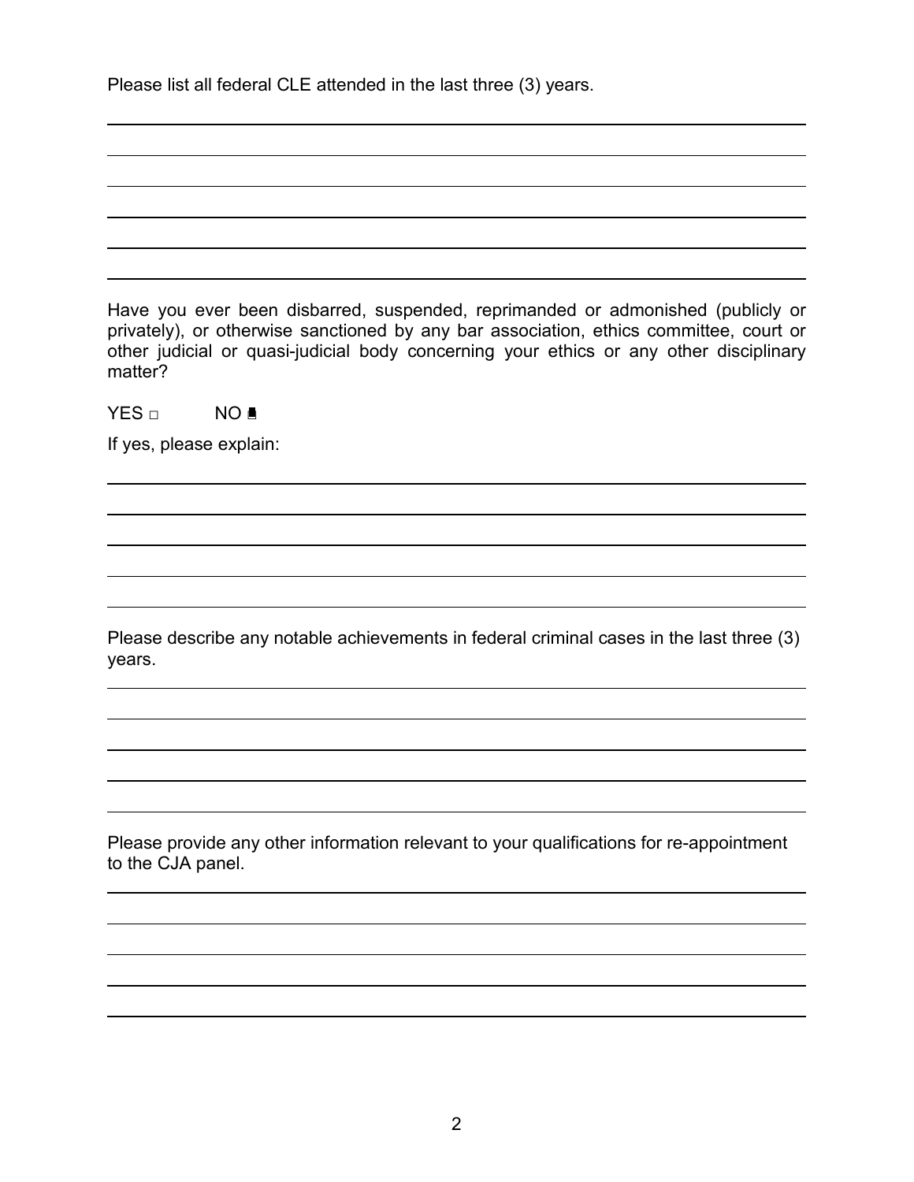Please list all federal CLE attended in the last three (3) years.

Have you ever been disbarred, suspended, reprimanded or admonished (publicly or privately), or otherwise sanctioned by any bar association, ethics committee, court or other judicial or quasi-judicial body concerning your ethics or any other disciplinary matter?

YES ☐ NO ☐

If yes, please explain:

Please describe any notable achievements in federal criminal cases in the last three (3) years.

Please provide any other information relevant to your qualifications for re-appointment to the CJA panel.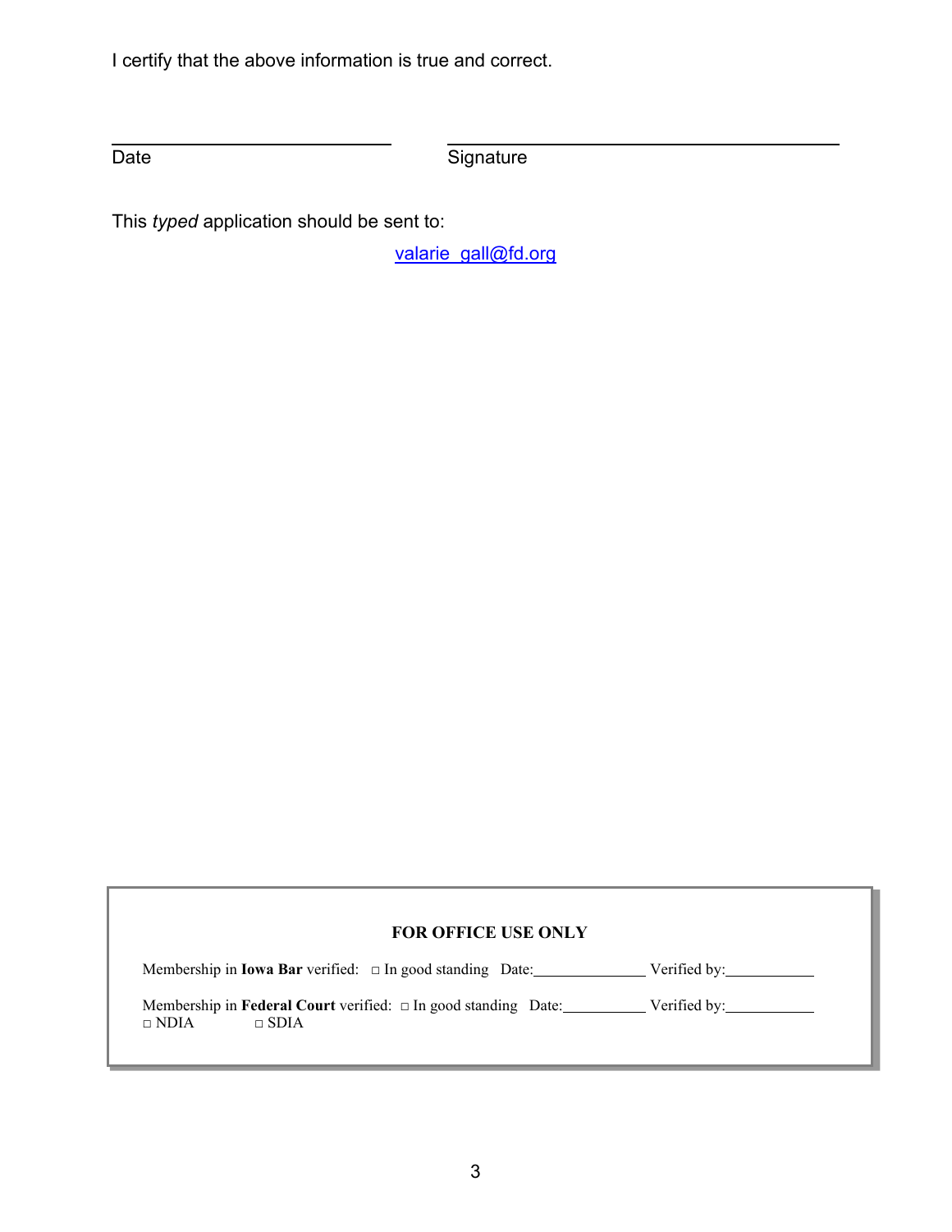I certify that the above information is true and correct.

\_\_\_\_\_\_\_\_\_\_\_\_\_\_\_\_\_\_\_\_\_\_\_\_\_\_\_\_ \_\_\_\_\_\_\_\_\_\_\_\_\_\_\_\_\_\_\_\_\_\_\_\_\_\_\_\_\_\_\_\_\_\_\_\_\_\_\_\_

Date Signature

This *typed* application should be sent to:

valarie_gall@fd.org

**FOR OFFICE USE ONLY**

Membership in **Iowa Bar** verified: □ In good standing Date:\_\_\_\_\_\_\_\_\_\_\_\_ Verified by:\_\_\_\_\_\_\_\_\_\_

Membership in **Federal Court** verified: □ In good standing Date:\_\_\_\_\_\_\_\_\_\_ Verified by:\_\_\_\_\_\_\_\_\_\_

□ NDIA □ SDIA